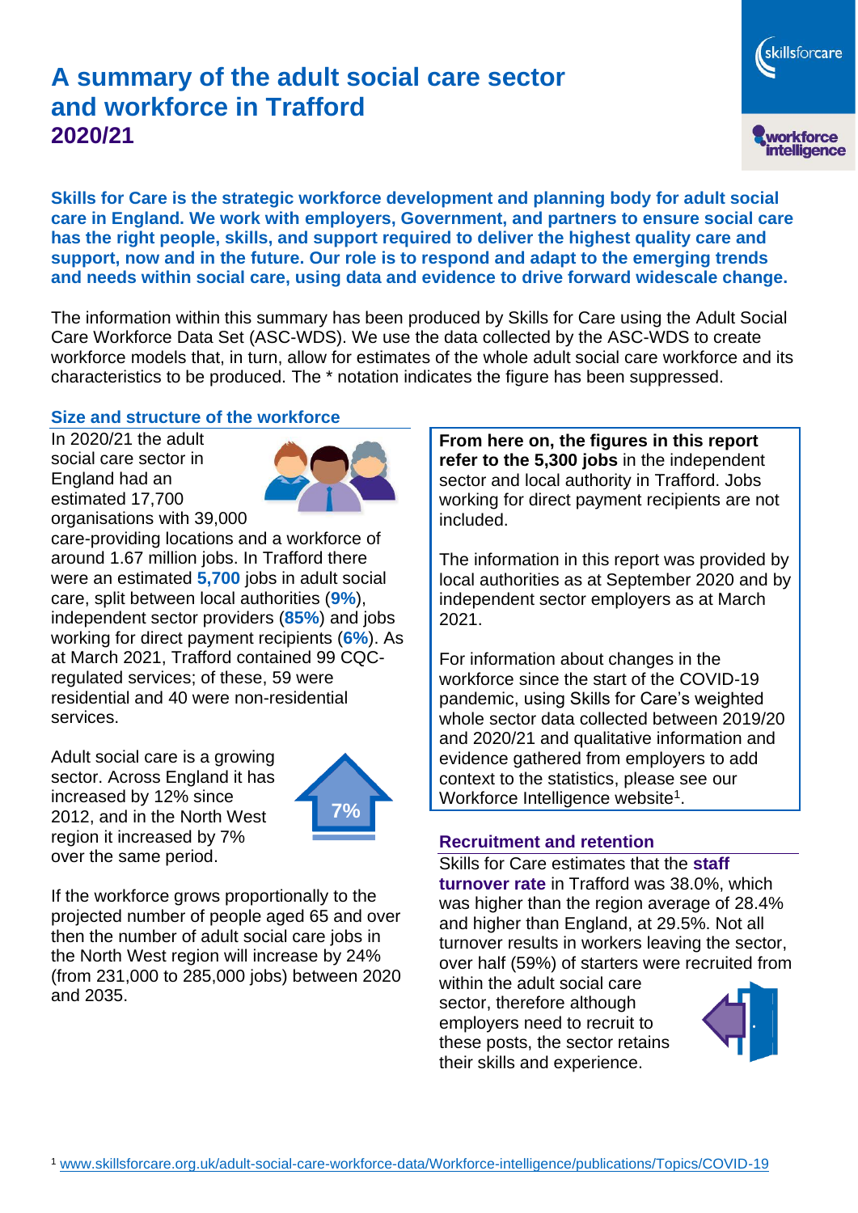# A summary of the adult social care sector and workforce in Trafford
## 2020/21

**Skills for Care is the strategic workforce development and planning body for adult social care in England. We work with employers, Government, and partners to ensure social care has the right people, skills, and support required to deliver the highest quality care and support, now and in the future. Our role is to respond and adapt to the emerging trends and needs within social care, using data and evidence to drive forward widescale change.**

The information within this summary has been produced by Skills for Care using the Adult Social Care Workforce Data Set (ASC-WDS). We use the data collected by the ASC-WDS to create workforce models that, in turn, allow for estimates of the whole adult social care workforce and its characteristics to be produced. The * notation indicates the figure has been suppressed.

### Size and structure of the workforce

In 2020/21 the adult social care sector in England had an estimated 17,700 organisations with 39,000 care-providing locations and a workforce of around 1.67 million jobs. In Trafford there were an estimated **5,700** jobs in adult social care, split between local authorities (**9%**), independent sector providers (**85%**) and jobs working for direct payment recipients (**6%**). As at March 2021, Trafford contained 99 CQC-regulated services; of these, 59 were residential and 40 were non-residential services.

Adult social care is a growing sector. Across England it has increased by 12% since 2012, and in the North West region it increased by 7% over the same period.

7%

If the workforce grows proportionally to the projected number of people aged 65 and over then the number of adult social care jobs in the North West region will increase by 24% (from 231,000 to 285,000 jobs) between 2020 and 2035.

**From here on, the figures in this report refer to the 5,300 jobs** in the independent sector and local authority in Trafford. Jobs working for direct payment recipients are not included.

The information in this report was provided by local authorities as at September 2020 and by independent sector employers as at March 2021.

For information about changes in the workforce since the start of the COVID-19 pandemic, using Skills for Care's weighted whole sector data collected between 2019/20 and 2020/21 and qualitative information and evidence gathered from employers to add context to the statistics, please see our Workforce Intelligence website[1].

### Recruitment and retention

Skills for Care estimates that the **staff turnover rate** in Trafford was 38.0%, which was higher than the region average of 28.4% and higher than England, at 29.5%. Not all turnover results in workers leaving the sector, over half (59%) of starters were recruited from within the adult social care sector, therefore although employers need to recruit to these posts, the sector retains their skills and experience.

[1] www.skillsforcare.org.uk/adult-social-care-workforce-data/Workforce-intelligence/publications/Topics/COVID-19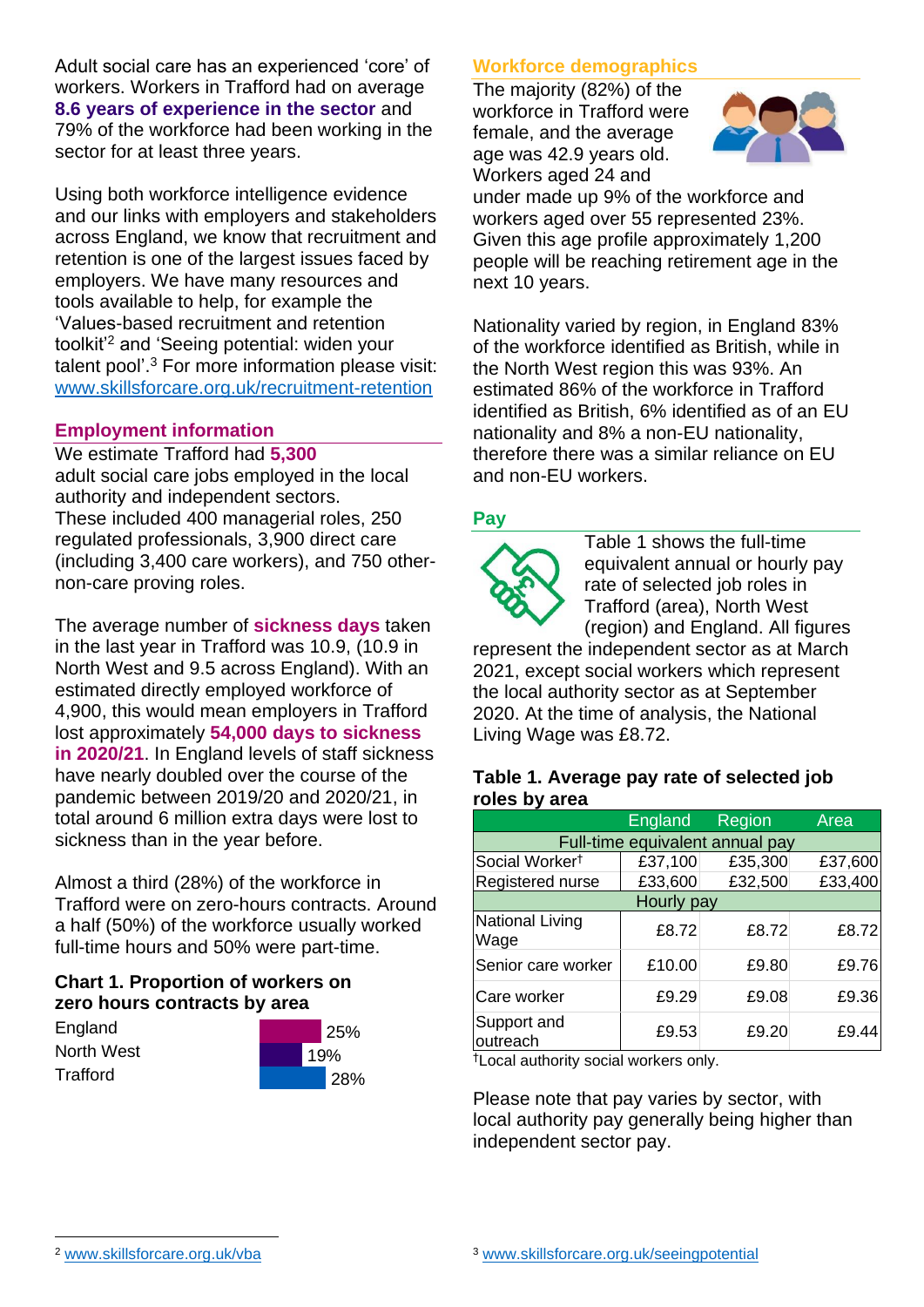Adult social care has an experienced 'core' of workers. Workers in Trafford had on average **8.6 years of experience in the sector** and 79% of the workforce had been working in the sector for at least three years.

Using both workforce intelligence evidence and our links with employers and stakeholders across England, we know that recruitment and retention is one of the largest issues faced by employers. We have many resources and tools available to help, for example the 'Values-based recruitment and retention toolkit'[2] and 'Seeing potential: widen your talent pool'.[3] For more information please visit: www.skillsforcare.org.uk/recruitment-retention

## Employment information

We estimate Trafford had **5,300** adult social care jobs employed in the local authority and independent sectors. These included 400 managerial roles, 250 regulated professionals, 3,900 direct care (including 3,400 care workers), and 750 other-non-care proving roles.

The average number of **sickness days** taken in the last year in Trafford was 10.9, (10.9 in North West and 9.5 across England). With an estimated directly employed workforce of 4,900, this would mean employers in Trafford lost approximately **54,000 days to sickness in 2020/21**. In England levels of staff sickness have nearly doubled over the course of the pandemic between 2019/20 and 2020/21, in total around 6 million extra days were lost to sickness than in the year before.

Almost a third (28%) of the workforce in Trafford were on zero-hours contracts. Around a half (50%) of the workforce usually worked full-time hours and 50% were part-time.

### Chart 1. Proportion of workers on zero hours contracts by area

| Area | Proportion |
|---|---|
| England | 25% |
| North West | 19% |
| Trafford | 28% |

## Workforce demographics

The majority (82%) of the workforce in Trafford were female, and the average age was 42.9 years old. Workers aged 24 and under made up 9% of the workforce and workers aged over 55 represented 23%. Given this age profile approximately 1,200 people will be reaching retirement age in the next 10 years.

Nationality varied by region, in England 83% of the workforce identified as British, while in the North West region this was 93%. An estimated 86% of the workforce in Trafford identified as British, 6% identified as of an EU nationality and 8% a non-EU nationality, therefore there was a similar reliance on EU and non-EU workers.

## Pay

Table 1 shows the full-time equivalent annual or hourly pay rate of selected job roles in Trafford (area), North West (region) and England. All figures represent the independent sector as at March 2021, except social workers which represent the local authority sector as at September 2020. At the time of analysis, the National Living Wage was £8.72.

### Table 1. Average pay rate of selected job roles by area

| | England | Region | Area |
|---|---|---|---|
| **Full-time equivalent annual pay** | | | |
| Social Worker† | £37,100 | £35,300 | £37,600 |
| Registered nurse | £33,600 | £32,500 | £33,400 |
| **Hourly pay** | | | |
| National Living Wage | £8.72 | £8.72 | £8.72 |
| Senior care worker | £10.00 | £9.80 | £9.76 |
| Care worker | £9.29 | £9.08 | £9.36 |
| Support and outreach | £9.53 | £9.20 | £9.44 |

†Local authority social workers only.

Please note that pay varies by sector, with local authority pay generally being higher than independent sector pay.

[2] www.skillsforcare.org.uk/vba

[3] www.skillsforcare.org.uk/seeingpotential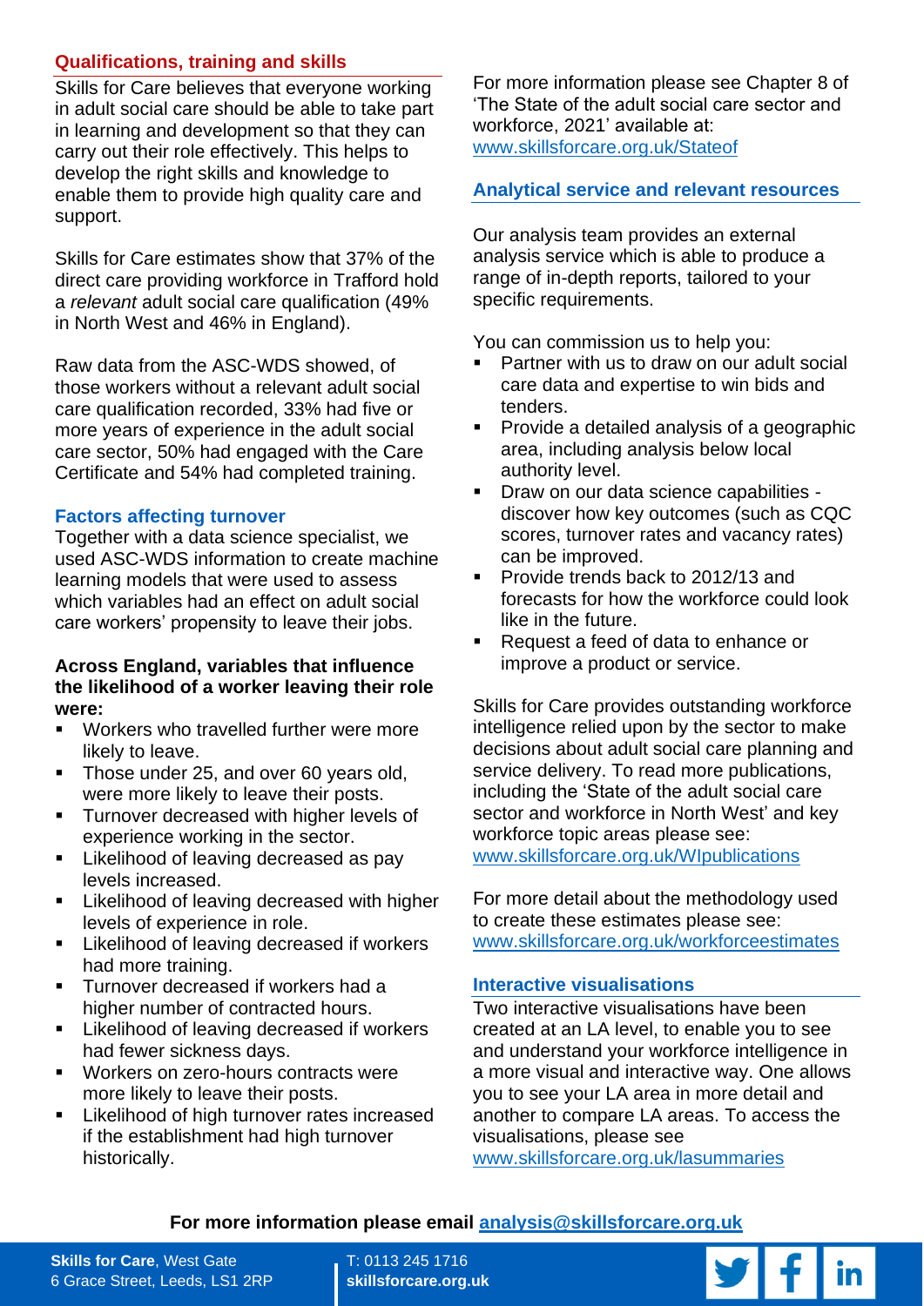## Qualifications, training and skills

Skills for Care believes that everyone working in adult social care should be able to take part in learning and development so that they can carry out their role effectively. This helps to develop the right skills and knowledge to enable them to provide high quality care and support.

Skills for Care estimates show that 37% of the direct care providing workforce in Trafford hold a *relevant* adult social care qualification (49% in North West and 46% in England).

Raw data from the ASC-WDS showed, of those workers without a relevant adult social care qualification recorded, 33% had five or more years of experience in the adult social care sector, 50% had engaged with the Care Certificate and 54% had completed training.

## Factors affecting turnover

Together with a data science specialist, we used ASC-WDS information to create machine learning models that were used to assess which variables had an effect on adult social care workers' propensity to leave their jobs.

**Across England, variables that influence the likelihood of a worker leaving their role were:**

- Workers who travelled further were more likely to leave.
- Those under 25, and over 60 years old, were more likely to leave their posts.
- Turnover decreased with higher levels of experience working in the sector.
- Likelihood of leaving decreased as pay levels increased.
- Likelihood of leaving decreased with higher levels of experience in role.
- Likelihood of leaving decreased if workers had more training.
- Turnover decreased if workers had a higher number of contracted hours.
- Likelihood of leaving decreased if workers had fewer sickness days.
- Workers on zero-hours contracts were more likely to leave their posts.
- Likelihood of high turnover rates increased if the establishment had high turnover historically.

For more information please see Chapter 8 of 'The State of the adult social care sector and workforce, 2021' available at: www.skillsforcare.org.uk/Stateof

## Analytical service and relevant resources

Our analysis team provides an external analysis service which is able to produce a range of in-depth reports, tailored to your specific requirements.

You can commission us to help you:

- Partner with us to draw on our adult social care data and expertise to win bids and tenders.
- Provide a detailed analysis of a geographic area, including analysis below local authority level.
- Draw on our data science capabilities - discover how key outcomes (such as CQC scores, turnover rates and vacancy rates) can be improved.
- Provide trends back to 2012/13 and forecasts for how the workforce could look like in the future.
- Request a feed of data to enhance or improve a product or service.

Skills for Care provides outstanding workforce intelligence relied upon by the sector to make decisions about adult social care planning and service delivery. To read more publications, including the 'State of the adult social care sector and workforce in North West' and key workforce topic areas please see: www.skillsforcare.org.uk/WIpublications

For more detail about the methodology used to create these estimates please see: www.skillsforcare.org.uk/workforceestimates

## Interactive visualisations

Two interactive visualisations have been created at an LA level, to enable you to see and understand your workforce intelligence in a more visual and interactive way. One allows you to see your LA area in more detail and another to compare LA areas. To access the visualisations, please see www.skillsforcare.org.uk/lasummaries

**For more information please email analysis@skillsforcare.org.uk**

**Skills for Care**, West Gate
6 Grace Street, Leeds, LS1 2RP

T: 0113 245 1716
**skillsforcare.org.uk**